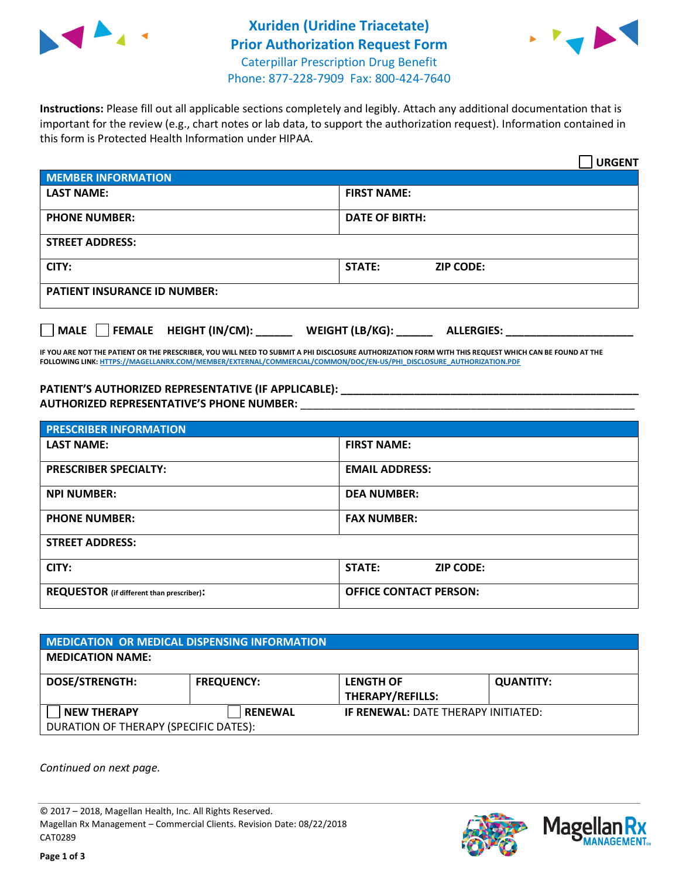# Xuriden (Uridine Triacetate)
## Prior Authorization Request Form

Caterpillar Prescription Drug Benefit
Phone: 877-228-7909  Fax: 800-424-7640

**Instructions:** Please fill out all applicable sections completely and legibly. Attach any additional documentation that is important for the review (e.g., chart notes or lab data, to support the authorization request). Information contained in this form is Protected Health Information under HIPAA.

☐ **URGENT**

| MEMBER INFORMATION | | |
|---|---|---|
| **LAST NAME:** | **FIRST NAME:** | |
| **PHONE NUMBER:** | **DATE OF BIRTH:** | |
| **STREET ADDRESS:** | | |
| **CITY:** | **STATE:** | **ZIP CODE:** |
| **PATIENT INSURANCE ID NUMBER:** | | |

☐ **MALE** ☐ **FEMALE** **HEIGHT (IN/CM):** ______ **WEIGHT (LB/KG):** ______ **ALLERGIES:** ____________________

**IF YOU ARE NOT THE PATIENT OR THE PRESCRIBER, YOU WILL NEED TO SUBMIT A PHI DISCLOSURE AUTHORIZATION FORM WITH THIS REQUEST WHICH CAN BE FOUND AT THE FOLLOWING LINK:** HTTPS://MAGELLANRX.COM/MEMBER/EXTERNAL/COMMERCIAL/COMMON/DOC/EN-US/PHI_DISCLOSURE_AUTHORIZATION.PDF

**PATIENT'S AUTHORIZED REPRESENTATIVE (IF APPLICABLE):** ____________________________________________
**AUTHORIZED REPRESENTATIVE'S PHONE NUMBER:** ____________________________________________

| PRESCRIBER INFORMATION | | |
|---|---|---|
| **LAST NAME:** | **FIRST NAME:** | |
| **PRESCRIBER SPECIALTY:** | **EMAIL ADDRESS:** | |
| **NPI NUMBER:** | **DEA NUMBER:** | |
| **PHONE NUMBER:** | **FAX NUMBER:** | |
| **STREET ADDRESS:** | | |
| **CITY:** | **STATE:** | **ZIP CODE:** |
| **REQUESTOR** (if different than prescriber)**:** | **OFFICE CONTACT PERSON:** | |

| MEDICATION OR MEDICAL DISPENSING INFORMATION | | | |
|---|---|---|---|
| **MEDICATION NAME:** | | | |
| **DOSE/STRENGTH:** | **FREQUENCY:** | **LENGTH OF THERAPY/REFILLS:** | **QUANTITY:** |
| ☐ **NEW THERAPY** | ☐ **RENEWAL** | **IF RENEWAL:** DATE THERAPY INITIATED: | |
| DURATION OF THERAPY (SPECIFIC DATES): | | | |

*Continued on next page.*

© 2017 – 2018, Magellan Health, Inc. All Rights Reserved.
Magellan Rx Management – Commercial Clients. Revision Date: 08/22/2018
CAT0289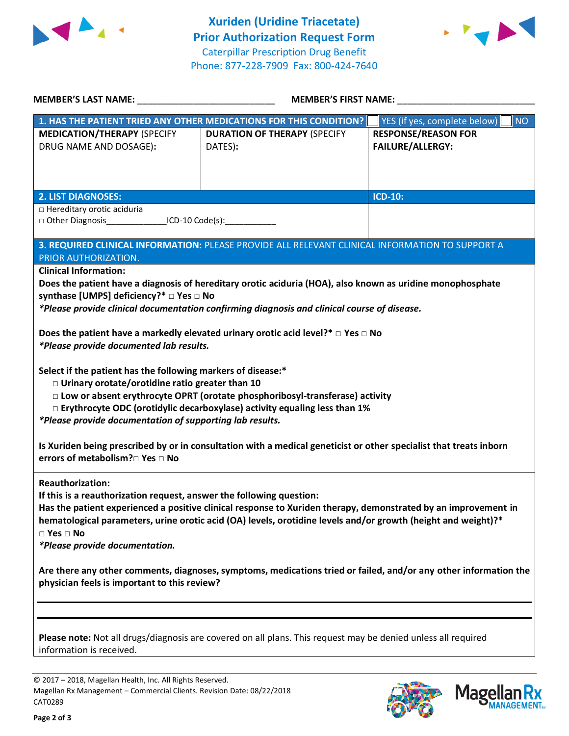# Xuriden (Uridine Triacetate)
## Prior Authorization Request Form

Caterpillar Prescription Drug Benefit
Phone: 877-228-7909 Fax: 800-424-7640

**MEMBER'S LAST NAME:** ___________________________ **MEMBER'S FIRST NAME:** ___________________________

| **1. HAS THE PATIENT TRIED ANY OTHER MEDICATIONS FOR THIS CONDITION?** | | ☐ YES (if yes, complete below) ☐ NO |
|---|---|---|
| **MEDICATION/THERAPY** (SPECIFY DRUG NAME AND DOSAGE): | **DURATION OF THERAPY** (SPECIFY DATES): | **RESPONSE/REASON FOR FAILURE/ALLERGY:** |
| | | |

| **2. LIST DIAGNOSES:** | **ICD-10:** |
|---|---|
| □ Hereditary orotic aciduria<br>□ Other Diagnosis_____________ICD-10 Code(s):___________ | |

**3. REQUIRED CLINICAL INFORMATION:** PLEASE PROVIDE ALL RELEVANT CLINICAL INFORMATION TO SUPPORT A PRIOR AUTHORIZATION.

**Clinical Information:**

**Does the patient have a diagnosis of hereditary orotic aciduria (HOA), also known as uridine monophosphate synthase [UMPS] deficiency?\* □ Yes □ No**
***Please provide clinical documentation confirming diagnosis and clinical course of disease.**

**Does the patient have a markedly elevated urinary orotic acid level?\* □ Yes □ No**
***Please provide documented lab results.**

**Select if the patient has the following markers of disease:\***
- **□ Urinary orotate/orotidine ratio greater than 10**
- **□ Low or absent erythrocyte OPRT (orotate phosphoribosyl-transferase) activity**
- **□ Erythrocyte ODC (orotidylic decarboxylase) activity equaling less than 1%**

***Please provide documentation of supporting lab results.**

**Is Xuriden being prescribed by or in consultation with a medical geneticist or other specialist that treats inborn errors of metabolism?□ Yes □ No**

**Reauthorization:**
**If this is a reauthorization request, answer the following question:**
**Has the patient experienced a positive clinical response to Xuriden therapy, demonstrated by an improvement in hematological parameters, urine orotic acid (OA) levels, orotidine levels and/or growth (height and weight)?\***
**□ Yes □ No**
***Please provide documentation.**

**Are there any other comments, diagnoses, symptoms, medications tried or failed, and/or any other information the physician feels is important to this review?**

_______________________________________________________________________________

_______________________________________________________________________________

**Please note:** Not all drugs/diagnosis are covered on all plans. This request may be denied unless all required information is received.

© 2017 – 2018, Magellan Health, Inc. All Rights Reserved.
Magellan Rx Management – Commercial Clients. Revision Date: 08/22/2018
CAT0289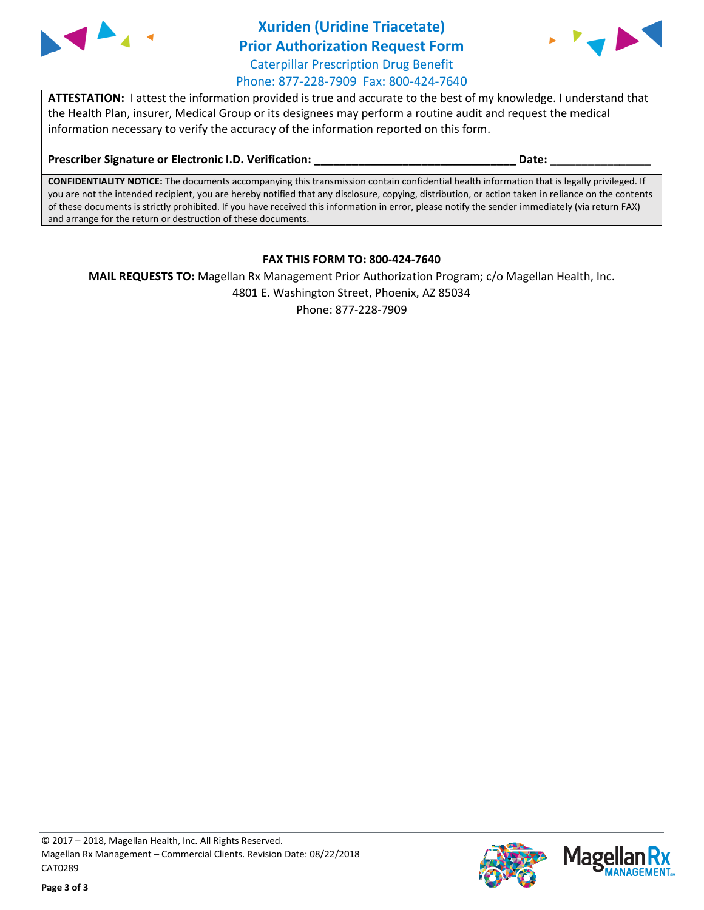**ATTESTATION:** I attest the information provided is true and accurate to the best of my knowledge. I understand that the Health Plan, insurer, Medical Group or its designees may perform a routine audit and request the medical information necessary to verify the accuracy of the information reported on this form.

**Prescriber Signature or Electronic I.D. Verification: ________________________________ Date:** ________________

**CONFIDENTIALITY NOTICE:** The documents accompanying this transmission contain confidential health information that is legally privileged. If you are not the intended recipient, you are hereby notified that any disclosure, copying, distribution, or action taken in reliance on the contents of these documents is strictly prohibited. If you have received this information in error, please notify the sender immediately (via return FAX) and arrange for the return or destruction of these documents.

**FAX THIS FORM TO: 800-424-7640**

**MAIL REQUESTS TO:** Magellan Rx Management Prior Authorization Program; c/o Magellan Health, Inc.
4801 E. Washington Street, Phoenix, AZ 85034
Phone: 877-228-7909